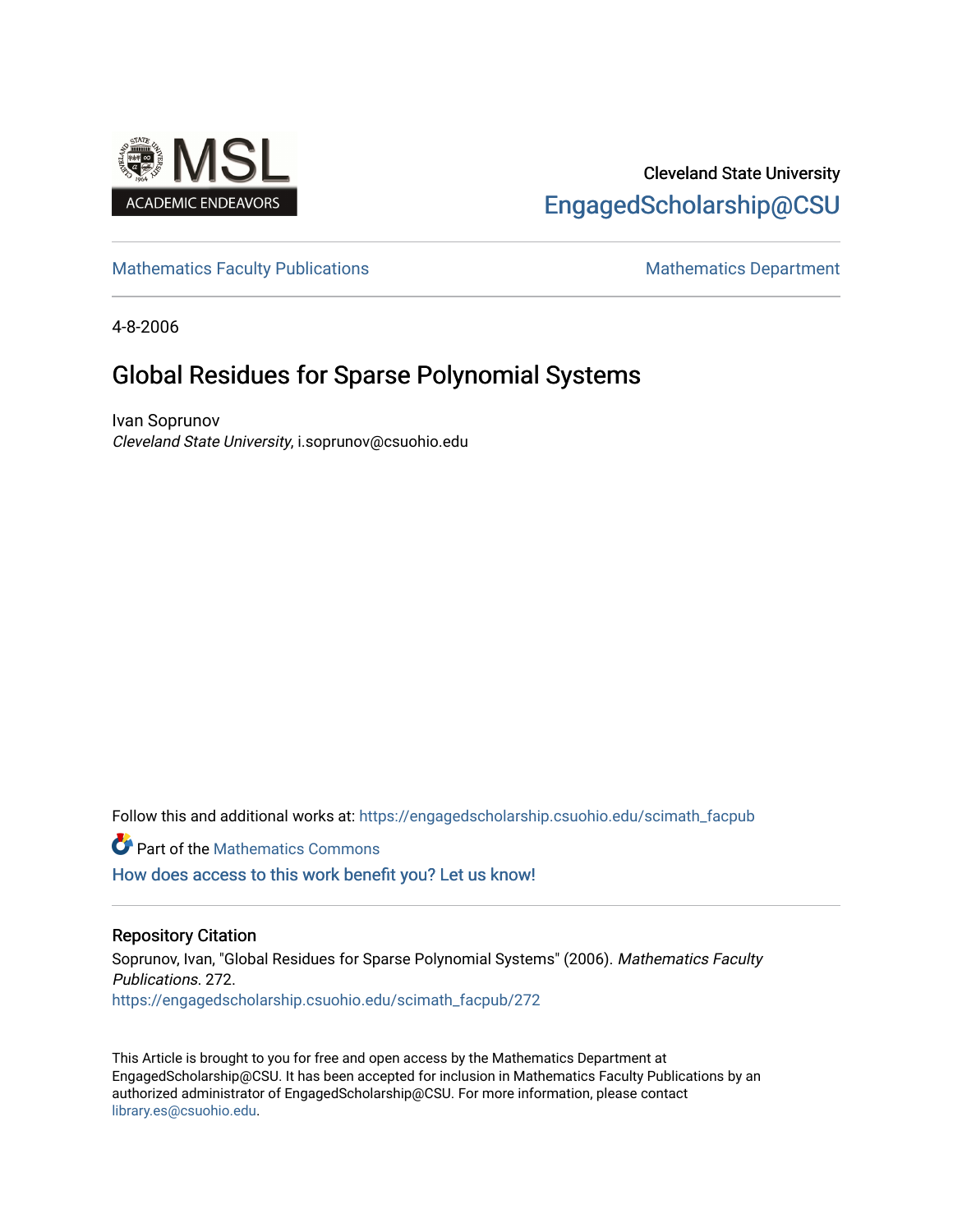Cleveland State University

EngagedScholarship@CSU

Mathematics Faculty Publications | Mathematics Department

4-8-2006

# Global Residues for Sparse Polynomial Systems

Ivan Soprunov
*Cleveland State University*, i.soprunov@csuohio.edu

Follow this and additional works at: https://engagedscholarship.csuohio.edu/scimath_facpub

Part of the Mathematics Commons

How does access to this work benefit you? Let us know!

## Repository Citation

Soprunov, Ivan, "Global Residues for Sparse Polynomial Systems" (2006). *Mathematics Faculty Publications*. 272.
https://engagedscholarship.csuohio.edu/scimath_facpub/272

This Article is brought to you for free and open access by the Mathematics Department at EngagedScholarship@CSU. It has been accepted for inclusion in Mathematics Faculty Publications by an authorized administrator of EngagedScholarship@CSU. For more information, please contact library.es@csuohio.edu.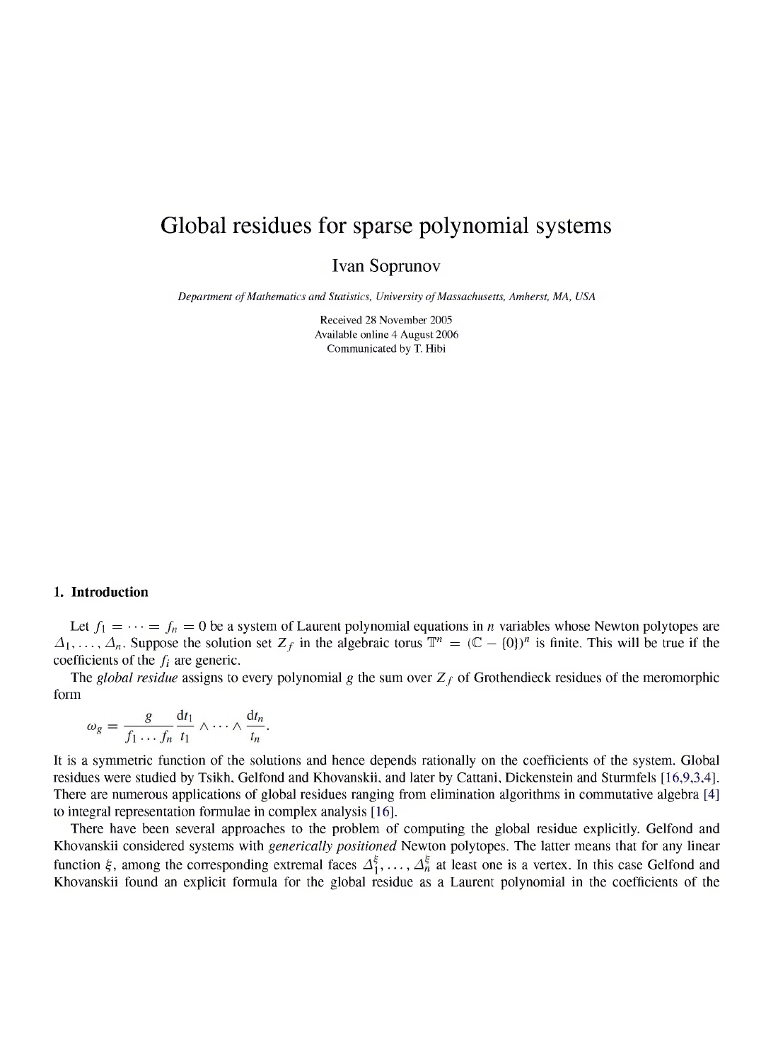# Global residues for sparse polynomial systems

Ivan Soprunov

*Department of Mathematics and Statistics, University of Massachusetts, Amherst, MA, USA*

Received 28 November 2005
Available online 4 August 2006
Communicated by T. Hibi

## 1. Introduction

Let $f_1 = \cdots = f_n = 0$ be a system of Laurent polynomial equations in $n$ variables whose Newton polytopes are $\Delta_1, \ldots, \Delta_n$. Suppose the solution set $Z_f$ in the algebraic torus $\mathbb{T}^n = (\mathbb{C} - \{0\})^n$ is finite. This will be true if the coefficients of the $f_i$ are generic.

The *global residue* assigns to every polynomial $g$ the sum over $Z_f$ of Grothendieck residues of the meromorphic form

$$\omega_g = \frac{g}{f_1 \ldots f_n} \frac{\mathrm{d}t_1}{t_1} \wedge \cdots \wedge \frac{\mathrm{d}t_n}{t_n}.$$

It is a symmetric function of the solutions and hence depends rationally on the coefficients of the system. Global residues were studied by Tsikh, Gelfond and Khovanskii, and later by Cattani, Dickenstein and Sturmfels [16,9,3,4]. There are numerous applications of global residues ranging from elimination algorithms in commutative algebra [4] to integral representation formulae in complex analysis [16].

There have been several approaches to the problem of computing the global residue explicitly. Gelfond and Khovanskii considered systems with *generically positioned* Newton polytopes. The latter means that for any linear function $\xi$, among the corresponding extremal faces $\Delta_1^\xi, \ldots, \Delta_n^\xi$ at least one is a vertex. In this case Gelfond and Khovanskii found an explicit formula for the global residue as a Laurent polynomial in the coefficients of the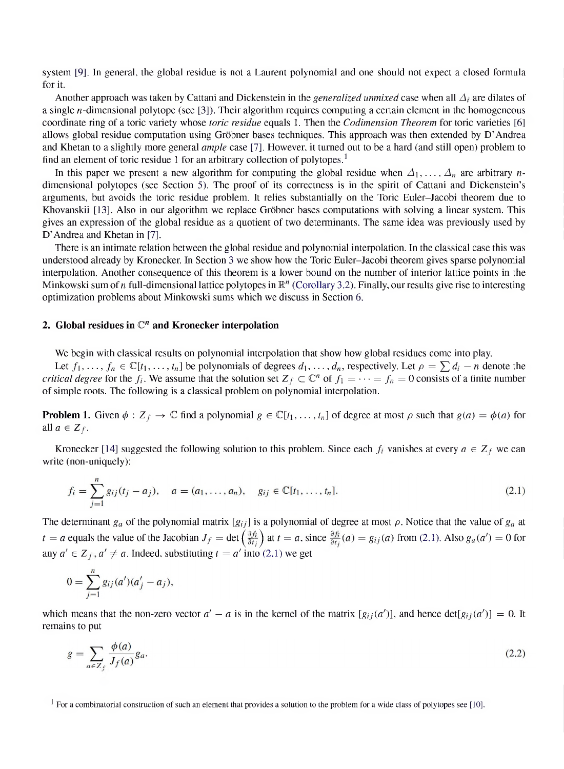system [9]. In general, the global residue is not a Laurent polynomial and one should not expect a closed formula for it.

Another approach was taken by Cattani and Dickenstein in the *generalized unmixed* case when all $\Delta_i$ are dilates of a single $n$-dimensional polytope (see [3]). Their algorithm requires computing a certain element in the homogeneous coordinate ring of a toric variety whose *toric residue* equals 1. Then the *Codimension Theorem* for toric varieties [6] allows global residue computation using Gröbner bases techniques. This approach was then extended by D'Andrea and Khetan to a slightly more general *ample* case [7]. However, it turned out to be a hard (and still open) problem to find an element of toric residue 1 for an arbitrary collection of polytopes.[1]

In this paper we present a new algorithm for computing the global residue when $\Delta_1, \ldots, \Delta_n$ are arbitrary $n$-dimensional polytopes (see Section 5). The proof of its correctness is in the spirit of Cattani and Dickenstein's arguments, but avoids the toric residue problem. It relies substantially on the Toric Euler–Jacobi theorem due to Khovanskii [13]. Also in our algorithm we replace Gröbner bases computations with solving a linear system. This gives an expression of the global residue as a quotient of two determinants. The same idea was previously used by D'Andrea and Khetan in [7].

There is an intimate relation between the global residue and polynomial interpolation. In the classical case this was understood already by Kronecker. In Section 3 we show how the Toric Euler–Jacobi theorem gives sparse polynomial interpolation. Another consequence of this theorem is a lower bound on the number of interior lattice points in the Minkowski sum of $n$ full-dimensional lattice polytopes in $\mathbb{R}^n$ (Corollary 3.2). Finally, our results give rise to interesting optimization problems about Minkowski sums which we discuss in Section 6.

## 2. Global residues in $\mathbb{C}^n$ and Kronecker interpolation

We begin with classical results on polynomial interpolation that show how global residues come into play.

Let $f_1, \ldots, f_n \in \mathbb{C}[t_1, \ldots, t_n]$ be polynomials of degrees $d_1, \ldots, d_n$, respectively. Let $\rho = \sum d_i - n$ denote the *critical degree* for the $f_i$. We assume that the solution set $Z_f \subset \mathbb{C}^n$ of $f_1 = \cdots = f_n = 0$ consists of a finite number of simple roots. The following is a classical problem on polynomial interpolation.

**Problem 1.** Given $\phi : Z_f \to \mathbb{C}$ find a polynomial $g \in \mathbb{C}[t_1, \ldots, t_n]$ of degree at most $\rho$ such that $g(a) = \phi(a)$ for all $a \in Z_f$.

Kronecker [14] suggested the following solution to this problem. Since each $f_i$ vanishes at every $a \in Z_f$ we can write (non-uniquely):

$$f_i = \sum_{j=1}^{n} g_{ij}(t_j - a_j), \quad a = (a_1, \ldots, a_n), \quad g_{ij} \in \mathbb{C}[t_1, \ldots, t_n]. \tag{2.1}$$

The determinant $g_a$ of the polynomial matrix $[g_{ij}]$ is a polynomial of degree at most $\rho$. Notice that the value of $g_a$ at $t = a$ equals the value of the Jacobian $J_f = \det\left(\frac{\partial f_i}{\partial t_j}\right)$ at $t = a$, since $\frac{\partial f_i}{\partial t_j}(a) = g_{ij}(a)$ from (2.1). Also $g_a(a') = 0$ for any $a' \in Z_f$, $a' \neq a$. Indeed, substituting $t = a'$ into (2.1) we get

$$0 = \sum_{j=1}^{n} g_{ij}(a')(a'_j - a_j),$$

which means that the non-zero vector $a' - a$ is in the kernel of the matrix $[g_{ij}(a')]$, and hence $\det[g_{ij}(a')] = 0$. It remains to put

$$g = \sum_{a \in Z_f} \frac{\phi(a)}{J_f(a)} g_a. \tag{2.2}$$

[1] For a combinatorial construction of such an element that provides a solution to the problem for a wide class of polytopes see [10].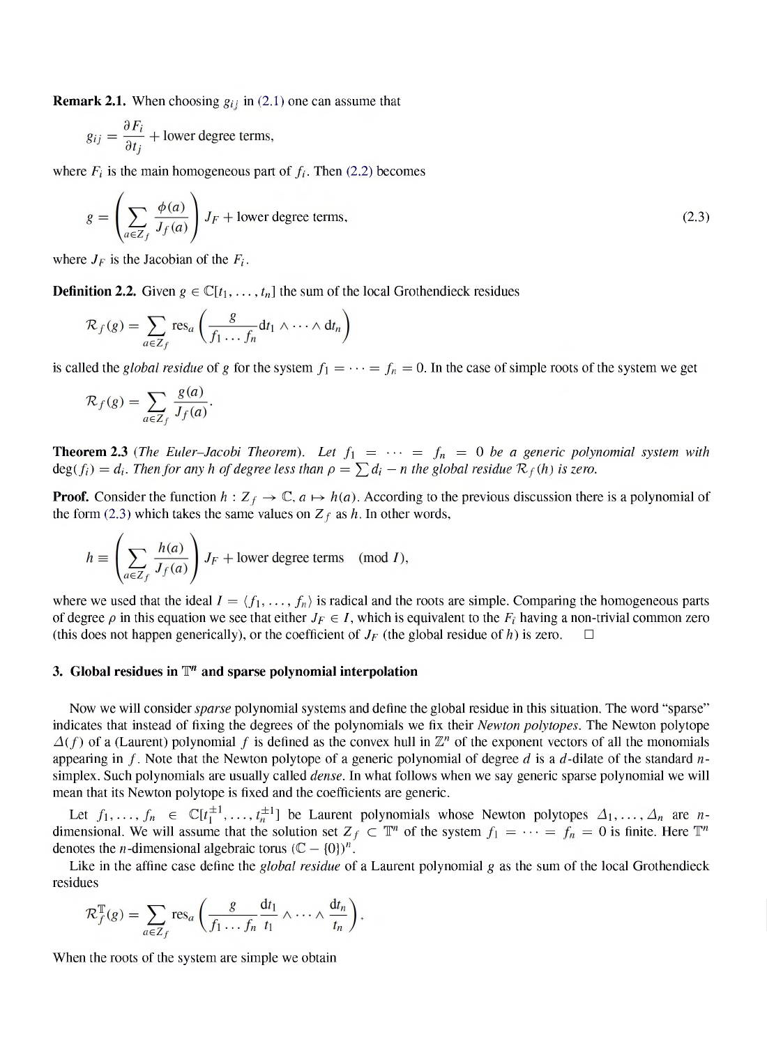**Remark 2.1.** When choosing $g_{ij}$ in (2.1) one can assume that

$$g_{ij} = \frac{\partial F_i}{\partial t_j} + \text{lower degree terms},$$

where $F_i$ is the main homogeneous part of $f_i$. Then (2.2) becomes

$$g = \left( \sum_{a \in Z_f} \frac{\phi(a)}{J_f(a)} \right) J_F + \text{lower degree terms}, \tag{2.3}$$

where $J_F$ is the Jacobian of the $F_i$.

**Definition 2.2.** Given $g \in \mathbb{C}[t_1, \ldots, t_n]$ the sum of the local Grothendieck residues

$$\mathcal{R}_f(g) = \sum_{a \in Z_f} \text{res}_a \left( \frac{g}{f_1 \ldots f_n} \mathrm{d}t_1 \wedge \cdots \wedge \mathrm{d}t_n \right)$$

is called the *global residue* of $g$ for the system $f_1 = \cdots = f_n = 0$. In the case of simple roots of the system we get

$$\mathcal{R}_f(g) = \sum_{a \in Z_f} \frac{g(a)}{J_f(a)}.$$

**Theorem 2.3** (*The Euler–Jacobi Theorem*). *Let $f_1 = \cdots = f_n = 0$ be a generic polynomial system with $\deg(f_i) = d_i$. Then for any $h$ of degree less than $\rho = \sum d_i - n$ the global residue $\mathcal{R}_f(h)$ is zero.*

**Proof.** Consider the function $h : Z_f \to \mathbb{C}, a \mapsto h(a)$. According to the previous discussion there is a polynomial of the form (2.3) which takes the same values on $Z_f$ as $h$. In other words,

$$h \equiv \left( \sum_{a \in Z_f} \frac{h(a)}{J_f(a)} \right) J_F + \text{lower degree terms} \pmod{I},$$

where we used that the ideal $I = \langle f_1, \ldots, f_n \rangle$ is radical and the roots are simple. Comparing the homogeneous parts of degree $\rho$ in this equation we see that either $J_F \in I$, which is equivalent to the $F_i$ having a non-trivial common zero (this does not happen generically), or the coefficient of $J_F$ (the global residue of $h$) is zero. □

## 3. Global residues in $\mathbb{T}^n$ and sparse polynomial interpolation

Now we will consider *sparse* polynomial systems and define the global residue in this situation. The word "sparse" indicates that instead of fixing the degrees of the polynomials we fix their *Newton polytopes*. The Newton polytope $\Delta(f)$ of a (Laurent) polynomial $f$ is defined as the convex hull in $\mathbb{Z}^n$ of the exponent vectors of all the monomials appearing in $f$. Note that the Newton polytope of a generic polynomial of degree $d$ is a $d$-dilate of the standard $n$-simplex. Such polynomials are usually called *dense*. In what follows when we say generic sparse polynomial we will mean that its Newton polytope is fixed and the coefficients are generic.

Let $f_1, \ldots, f_n \in \mathbb{C}[t_1^{\pm 1}, \ldots, t_n^{\pm 1}]$ be Laurent polynomials whose Newton polytopes $\Delta_1, \ldots, \Delta_n$ are $n$-dimensional. We will assume that the solution set $Z_f \subset \mathbb{T}^n$ of the system $f_1 = \cdots = f_n = 0$ is finite. Here $\mathbb{T}^n$ denotes the $n$-dimensional algebraic torus $(\mathbb{C} - \{0\})^n$.

Like in the affine case define the *global residue* of a Laurent polynomial $g$ as the sum of the local Grothendieck residues

$$\mathcal{R}_f^{\mathbb{T}}(g) = \sum_{a \in Z_f} \text{res}_a \left( \frac{g}{f_1 \ldots f_n} \frac{\mathrm{d}t_1}{t_1} \wedge \cdots \wedge \frac{\mathrm{d}t_n}{t_n} \right).$$

When the roots of the system are simple we obtain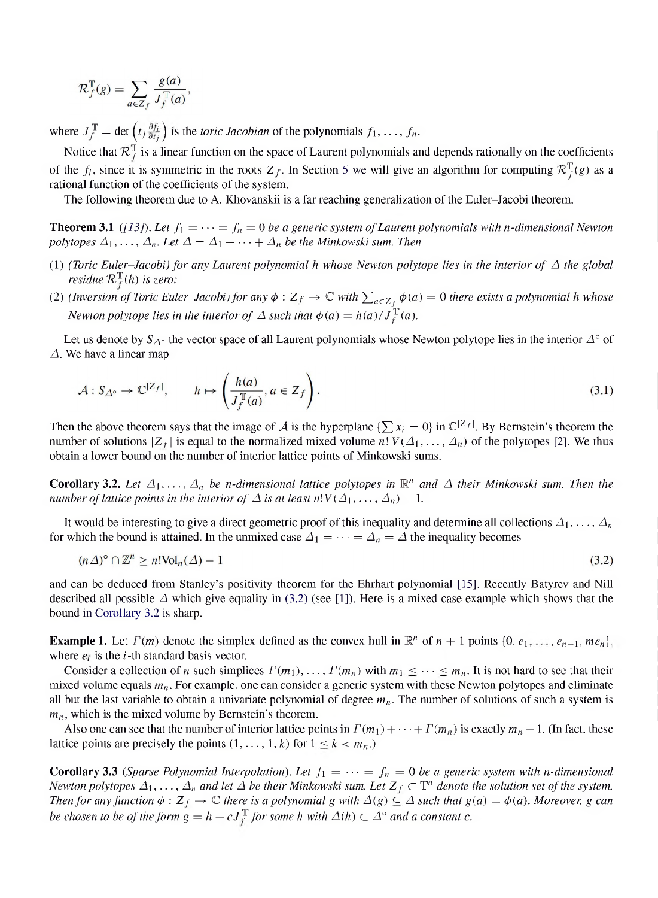$$\mathcal{R}_f^{\mathbb{T}}(g) = \sum_{a \in Z_f} \frac{g(a)}{J_f^{\mathbb{T}}(a)},$$

where $J_f^{\mathbb{T}} = \det\left(t_j \frac{\partial f_i}{\partial t_j}\right)$ is the *toric Jacobian* of the polynomials $f_1, \ldots, f_n$.

Notice that $\mathcal{R}_f^{\mathbb{T}}$ is a linear function on the space of Laurent polynomials and depends rationally on the coefficients of the $f_i$, since it is symmetric in the roots $Z_f$. In Section 5 we will give an algorithm for computing $\mathcal{R}_f^{\mathbb{T}}(g)$ as a rational function of the coefficients of the system.

The following theorem due to A. Khovanskii is a far reaching generalization of the Euler–Jacobi theorem.

**Theorem 3.1** *([13]). Let $f_1 = \cdots = f_n = 0$ be a generic system of Laurent polynomials with $n$-dimensional Newton polytopes $\Delta_1, \ldots, \Delta_n$. Let $\Delta = \Delta_1 + \cdots + \Delta_n$ be the Minkowski sum. Then*

(1) *(Toric Euler–Jacobi) for any Laurent polynomial $h$ whose Newton polytope lies in the interior of $\Delta$ the global residue $\mathcal{R}_f^{\mathbb{T}}(h)$ is zero;*
(2) *(Inversion of Toric Euler–Jacobi) for any $\phi : Z_f \to \mathbb{C}$ with $\sum_{a \in Z_f} \phi(a) = 0$ there exists a polynomial $h$ whose Newton polytope lies in the interior of $\Delta$ such that $\phi(a) = h(a)/J_f^{\mathbb{T}}(a)$.*

Let us denote by $S_{\Delta^\circ}$ the vector space of all Laurent polynomials whose Newton polytope lies in the interior $\Delta^\circ$ of $\Delta$. We have a linear map

$$\mathcal{A} : S_{\Delta^\circ} \to \mathbb{C}^{|Z_f|}, \qquad h \mapsto \left(\frac{h(a)}{J_f^{\mathbb{T}}(a)}, a \in Z_f\right). \tag{3.1}$$

Then the above theorem says that the image of $\mathcal{A}$ is the hyperplane $\{\sum x_i = 0\}$ in $\mathbb{C}^{|Z_f|}$. By Bernstein's theorem the number of solutions $|Z_f|$ is equal to the normalized mixed volume $n!\, V(\Delta_1, \ldots, \Delta_n)$ of the polytopes [2]. We thus obtain a lower bound on the number of interior lattice points of Minkowski sums.

**Corollary 3.2.** *Let $\Delta_1, \ldots, \Delta_n$ be $n$-dimensional lattice polytopes in $\mathbb{R}^n$ and $\Delta$ their Minkowski sum. Then the number of lattice points in the interior of $\Delta$ is at least $n!V(\Delta_1, \ldots, \Delta_n) - 1$.*

It would be interesting to give a direct geometric proof of this inequality and determine all collections $\Delta_1, \ldots, \Delta_n$ for which the bound is attained. In the unmixed case $\Delta_1 = \cdots = \Delta_n = \Delta$ the inequality becomes

$$(n\Delta)^\circ \cap \mathbb{Z}^n \geq n!\mathrm{Vol}_n(\Delta) - 1 \tag{3.2}$$

and can be deduced from Stanley's positivity theorem for the Ehrhart polynomial [15]. Recently Batyrev and Nill described all possible $\Delta$ which give equality in (3.2) (see [1]). Here is a mixed case example which shows that the bound in Corollary 3.2 is sharp.

**Example 1.** Let $\Gamma(m)$ denote the simplex defined as the convex hull in $\mathbb{R}^n$ of $n+1$ points $\{0, e_1, \ldots, e_{n-1}, me_n\}$, where $e_i$ is the $i$-th standard basis vector.

Consider a collection of $n$ such simplices $\Gamma(m_1), \ldots, \Gamma(m_n)$ with $m_1 \leq \cdots \leq m_n$. It is not hard to see that their mixed volume equals $m_n$. For example, one can consider a generic system with these Newton polytopes and eliminate all but the last variable to obtain a univariate polynomial of degree $m_n$. The number of solutions of such a system is $m_n$, which is the mixed volume by Bernstein's theorem.

Also one can see that the number of interior lattice points in $\Gamma(m_1) + \cdots + \Gamma(m_n)$ is exactly $m_n - 1$. (In fact, these lattice points are precisely the points $(1, \ldots, 1, k)$ for $1 \leq k < m_n$.)

**Corollary 3.3** *(Sparse Polynomial Interpolation). Let $f_1 = \cdots = f_n = 0$ be a generic system with $n$-dimensional Newton polytopes $\Delta_1, \ldots, \Delta_n$ and let $\Delta$ be their Minkowski sum. Let $Z_f \subset \mathbb{T}^n$ denote the solution set of the system. Then for any function $\phi : Z_f \to \mathbb{C}$ there is a polynomial $g$ with $\Delta(g) \subseteq \Delta$ such that $g(a) = \phi(a)$. Moreover, $g$ can be chosen to be of the form $g = h + cJ_f^{\mathbb{T}}$ for some $h$ with $\Delta(h) \subset \Delta^\circ$ and a constant $c$.*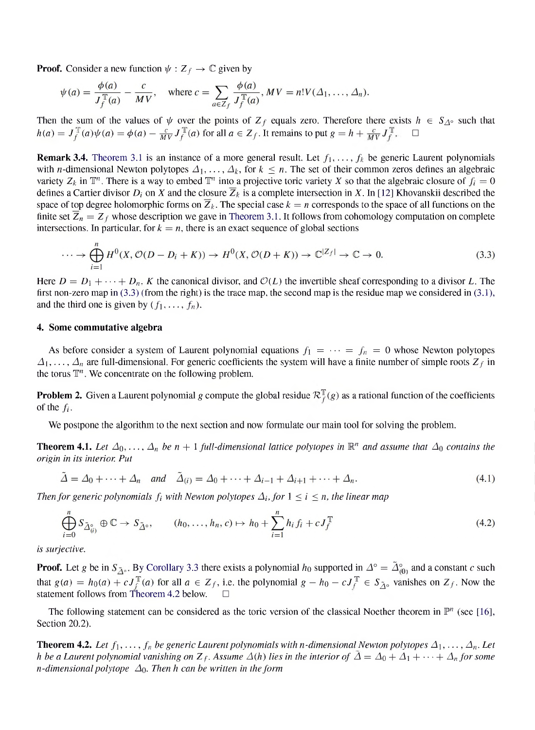**Proof.** Consider a new function $\psi : Z_f \to \mathbb{C}$ given by

$$\psi(a) = \frac{\phi(a)}{J_f^{\mathbb{T}}(a)} - \frac{c}{MV}, \quad \text{where } c = \sum_{a \in Z_f} \frac{\phi(a)}{J_f^{\mathbb{T}}(a)}, \; MV = n! V(\Delta_1, \ldots, \Delta_n).$$

Then the sum of the values of $\psi$ over the points of $Z_f$ equals zero. Therefore there exists $h \in S_{\Delta^\circ}$ such that $h(a) = J_f^{\mathbb{T}}(a)\psi(a) = \phi(a) - \frac{c}{MV} J_f^{\mathbb{T}}(a)$ for all $a \in Z_f$. It remains to put $g = h + \frac{c}{MV} J_f^{\mathbb{T}}$. $\square$

**Remark 3.4.** Theorem 3.1 is an instance of a more general result. Let $f_1, \ldots, f_k$ be generic Laurent polynomials with $n$-dimensional Newton polytopes $\Delta_1, \ldots, \Delta_k$, for $k \le n$. The set of their common zeros defines an algebraic variety $Z_k$ in $\mathbb{T}^n$. There is a way to embed $\mathbb{T}^n$ into a projective toric variety $X$ so that the algebraic closure of $f_i = 0$ defines a Cartier divisor $D_i$ on $X$ and the closure $\overline{Z}_k$ is a complete intersection in $X$. In [12] Khovanskii described the space of top degree holomorphic forms on $\overline{Z}_k$. The special case $k = n$ corresponds to the space of all functions on the finite set $\overline{Z}_n = Z_f$ whose description we gave in Theorem 3.1. It follows from cohomology computation on complete intersections. In particular, for $k = n$, there is an exact sequence of global sections

$$\cdots \to \bigoplus_{i=1}^{n} H^0(X, \mathcal{O}(D - D_i + K)) \to H^0(X, \mathcal{O}(D + K)) \to \mathbb{C}^{|Z_f|} \to \mathbb{C} \to 0. \tag{3.3}$$

Here $D = D_1 + \cdots + D_n$. $K$ the canonical divisor, and $\mathcal{O}(L)$ the invertible sheaf corresponding to a divisor $L$. The first non-zero map in (3.3) (from the right) is the trace map, the second map is the residue map we considered in (3.1), and the third one is given by $(f_1, \ldots, f_n)$.

## 4. Some commutative algebra

As before consider a system of Laurent polynomial equations $f_1 = \cdots = f_n = 0$ whose Newton polytopes $\Delta_1, \ldots, \Delta_n$ are full-dimensional. For generic coefficients the system will have a finite number of simple roots $Z_f$ in the torus $\mathbb{T}^n$. We concentrate on the following problem.

**Problem 2.** Given a Laurent polynomial $g$ compute the global residue $\mathcal{R}_f^{\mathbb{T}}(g)$ as a rational function of the coefficients of the $f_i$.

We postpone the algorithm to the next section and now formulate our main tool for solving the problem.

**Theorem 4.1.** *Let $\Delta_0, \ldots, \Delta_n$ be $n+1$ full-dimensional lattice polytopes in $\mathbb{R}^n$ and assume that $\Delta_0$ contains the origin in its interior. Put*

$$\tilde{\Delta} = \Delta_0 + \cdots + \Delta_n \quad \text{and} \quad \tilde{\Delta}_{(i)} = \Delta_0 + \cdots + \Delta_{i-1} + \Delta_{i+1} + \cdots + \Delta_n. \tag{4.1}$$

*Then for generic polynomials $f_i$ with Newton polytopes $\Delta_i$, for $1 \le i \le n$, the linear map*

$$\bigoplus_{i=0}^{n} S_{\tilde{\Delta}_{(i)}^\circ} \oplus \mathbb{C} \to S_{\tilde{\Delta}^\circ}, \qquad (h_0, \ldots, h_n, c) \mapsto h_0 + \sum_{i=1}^{n} h_i f_i + c J_f^{\mathbb{T}} \tag{4.2}$$

*is surjective.*

**Proof.** Let $g$ be in $S_{\tilde{\Delta}^\circ}$. By Corollary 3.3 there exists a polynomial $h_0$ supported in $\Delta^\circ = \tilde{\Delta}_{(0)}^\circ$ and a constant $c$ such that $g(a) = h_0(a) + c J_f^{\mathbb{T}}(a)$ for all $a \in Z_f$, i.e. the polynomial $g - h_0 - c J_f^{\mathbb{T}} \in S_{\tilde{\Delta}^\circ}$ vanishes on $Z_f$. Now the statement follows from Theorem 4.2 below. $\square$

The following statement can be considered as the toric version of the classical Noether theorem in $\mathbb{P}^n$ (see [16], Section 20.2).

**Theorem 4.2.** *Let $f_1, \ldots, f_n$ be generic Laurent polynomials with $n$-dimensional Newton polytopes $\Delta_1, \ldots, \Delta_n$. Let $h$ be a Laurent polynomial vanishing on $Z_f$. Assume $\Delta(h)$ lies in the interior of $\tilde{\Delta} = \Delta_0 + \Delta_1 + \cdots + \Delta_n$ for some $n$-dimensional polytope $\Delta_0$. Then $h$ can be written in the form*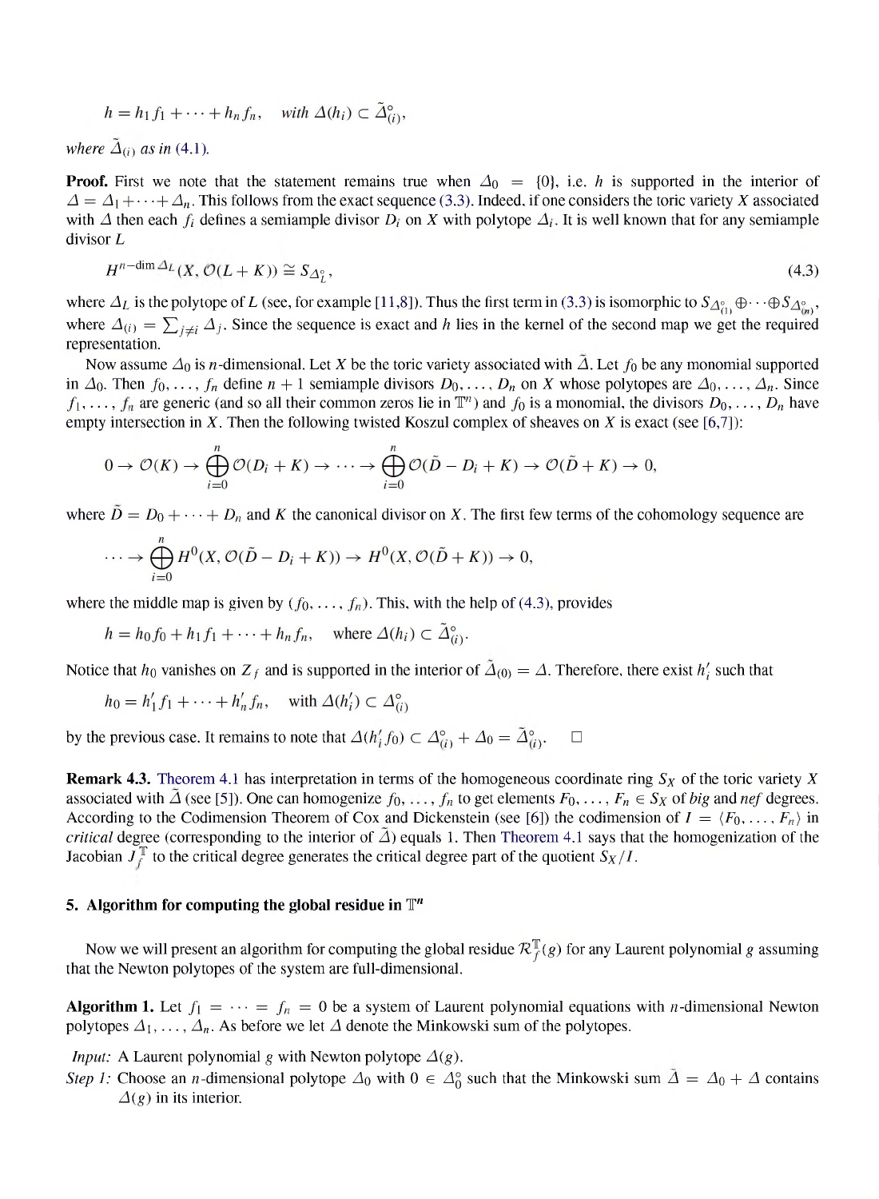$$h = h_1 f_1 + \cdots + h_n f_n, \quad \text{with } \Delta(h_i) \subset \tilde{\Delta}^{\circ}_{(i)},$$

*where* $\tilde{\Delta}_{(i)}$ *as in* (4.1).

**Proof.** First we note that the statement remains true when $\Delta_0 = \{0\}$, i.e. $h$ is supported in the interior of $\Delta = \Delta_1 + \cdots + \Delta_n$. This follows from the exact sequence (3.3). Indeed, if one considers the toric variety $X$ associated with $\Delta$ then each $f_i$ defines a semiample divisor $D_i$ on $X$ with polytope $\Delta_i$. It is well known that for any semiample divisor $L$

$$H^{n-\dim \Delta_L}(X, \mathcal{O}(L+K)) \cong S_{\Delta_L^{\circ}}, \tag{4.3}$$

where $\Delta_L$ is the polytope of $L$ (see, for example [11,8]). Thus the first term in (3.3) is isomorphic to $S_{\Delta^{\circ}_{(1)}} \oplus \cdots \oplus S_{\Delta^{\circ}_{(n)}}$, where $\Delta_{(i)} = \sum_{j \neq i} \Delta_j$. Since the sequence is exact and $h$ lies in the kernel of the second map we get the required representation.

Now assume $\Delta_0$ is $n$-dimensional. Let $X$ be the toric variety associated with $\tilde{\Delta}$. Let $f_0$ be any monomial supported in $\Delta_0$. Then $f_0, \ldots, f_n$ define $n+1$ semiample divisors $D_0, \ldots, D_n$ on $X$ whose polytopes are $\Delta_0, \ldots, \Delta_n$. Since $f_1, \ldots, f_n$ are generic (and so all their common zeros lie in $\mathbb{T}^n$) and $f_0$ is a monomial, the divisors $D_0, \ldots, D_n$ have empty intersection in $X$. Then the following twisted Koszul complex of sheaves on $X$ is exact (see [6,7]):

$$0 \to \mathcal{O}(K) \to \bigoplus_{i=0}^{n} \mathcal{O}(D_i + K) \to \cdots \to \bigoplus_{i=0}^{n} \mathcal{O}(\tilde{D} - D_i + K) \to \mathcal{O}(\tilde{D} + K) \to 0,$$

where $\tilde{D} = D_0 + \cdots + D_n$ and $K$ the canonical divisor on $X$. The first few terms of the cohomology sequence are

$$\cdots \to \bigoplus_{i=0}^{n} H^0(X, \mathcal{O}(\tilde{D} - D_i + K)) \to H^0(X, \mathcal{O}(\tilde{D} + K)) \to 0,$$

where the middle map is given by $(f_0, \ldots, f_n)$. This, with the help of (4.3), provides

$$h = h_0 f_0 + h_1 f_1 + \cdots + h_n f_n, \quad \text{where } \Delta(h_i) \subset \tilde{\Delta}^{\circ}_{(i)}.$$

Notice that $h_0$ vanishes on $Z_f$ and is supported in the interior of $\tilde{\Delta}_{(0)} = \Delta$. Therefore, there exist $h'_i$ such that

$$h_0 = h'_1 f_1 + \cdots + h'_n f_n, \quad \text{with } \Delta(h'_i) \subset \Delta^{\circ}_{(i)}$$

by the previous case. It remains to note that $\Delta(h'_i f_0) \subset \Delta^{\circ}_{(i)} + \Delta_0 = \tilde{\Delta}^{\circ}_{(i)}$. $\square$

**Remark 4.3.** Theorem 4.1 has interpretation in terms of the homogeneous coordinate ring $S_X$ of the toric variety $X$ associated with $\tilde{\Delta}$ (see [5]). One can homogenize $f_0, \ldots, f_n$ to get elements $F_0, \ldots, F_n \in S_X$ of *big* and *nef* degrees. According to the Codimension Theorem of Cox and Dickenstein (see [6]) the codimension of $I = \langle F_0, \ldots, F_n \rangle$ in *critical* degree (corresponding to the interior of $\tilde{\Delta}$) equals 1. Then Theorem 4.1 says that the homogenization of the Jacobian $J_f^{\mathbb{T}}$ to the critical degree generates the critical degree part of the quotient $S_X/I$.

## 5. Algorithm for computing the global residue in $\mathbb{T}^n$

Now we will present an algorithm for computing the global residue $\mathcal{R}_f^{\mathbb{T}}(g)$ for any Laurent polynomial $g$ assuming that the Newton polytopes of the system are full-dimensional.

**Algorithm 1.** Let $f_1 = \cdots = f_n = 0$ be a system of Laurent polynomial equations with $n$-dimensional Newton polytopes $\Delta_1, \ldots, \Delta_n$. As before we let $\Delta$ denote the Minkowski sum of the polytopes.

*Input:* A Laurent polynomial $g$ with Newton polytope $\Delta(g)$.

*Step 1:* Choose an $n$-dimensional polytope $\Delta_0$ with $0 \in \Delta_0^{\circ}$ such that the Minkowski sum $\tilde{\Delta} = \Delta_0 + \Delta$ contains $\Delta(g)$ in its interior.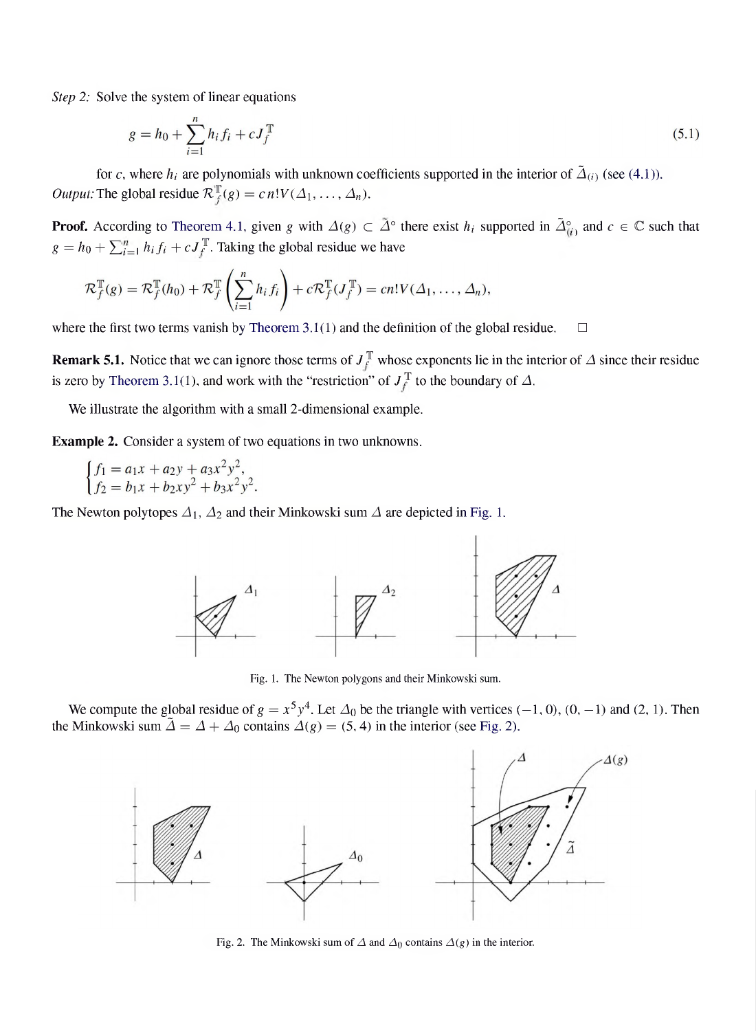*Step 2:* Solve the system of linear equations

$$g = h_0 + \sum_{i=1}^{n} h_i f_i + c J_f^{\mathbb{T}} \tag{5.1}$$

for $c$, where $h_i$ are polynomials with unknown coefficients supported in the interior of $\tilde{\Delta}_{(i)}$ (see (4.1)).

*Output:* The global residue $\mathcal{R}_f^{\mathbb{T}}(g) = c\, n!V(\Delta_1, \ldots, \Delta_n)$.

**Proof.** According to Theorem 4.1, given $g$ with $\Delta(g) \subset \tilde{\Delta}^{\circ}$ there exist $h_i$ supported in $\tilde{\Delta}_{(i)}^{\circ}$ and $c \in \mathbb{C}$ such that $g = h_0 + \sum_{i=1}^{n} h_i f_i + c J_f^{\mathbb{T}}$. Taking the global residue we have

$$\mathcal{R}_f^{\mathbb{T}}(g) = \mathcal{R}_f^{\mathbb{T}}(h_0) + \mathcal{R}_f^{\mathbb{T}}\left(\sum_{i=1}^{n} h_i f_i\right) + c\mathcal{R}_f^{\mathbb{T}}(J_f^{\mathbb{T}}) = c n! V(\Delta_1, \ldots, \Delta_n),$$

where the first two terms vanish by Theorem 3.1(1) and the definition of the global residue. □

**Remark 5.1.** Notice that we can ignore those terms of $J_f^{\mathbb{T}}$ whose exponents lie in the interior of $\Delta$ since their residue is zero by Theorem 3.1(1), and work with the "restriction" of $J_f^{\mathbb{T}}$ to the boundary of $\Delta$.

We illustrate the algorithm with a small 2-dimensional example.

**Example 2.** Consider a system of two equations in two unknowns.

$$\begin{cases} f_1 = a_1 x + a_2 y + a_3 x^2 y^2, \\ f_2 = b_1 x + b_2 x y^2 + b_3 x^2 y^2. \end{cases}$$

The Newton polytopes $\Delta_1$, $\Delta_2$ and their Minkowski sum $\Delta$ are depicted in Fig. 1.

Fig. 1. The Newton polygons and their Minkowski sum.

We compute the global residue of $g = x^5 y^4$. Let $\Delta_0$ be the triangle with vertices $(-1, 0)$, $(0, -1)$ and $(2, 1)$. Then the Minkowski sum $\tilde{\Delta} = \Delta + \Delta_0$ contains $\Delta(g) = (5, 4)$ in the interior (see Fig. 2).

Fig. 2. The Minkowski sum of $\Delta$ and $\Delta_0$ contains $\Delta(g)$ in the interior.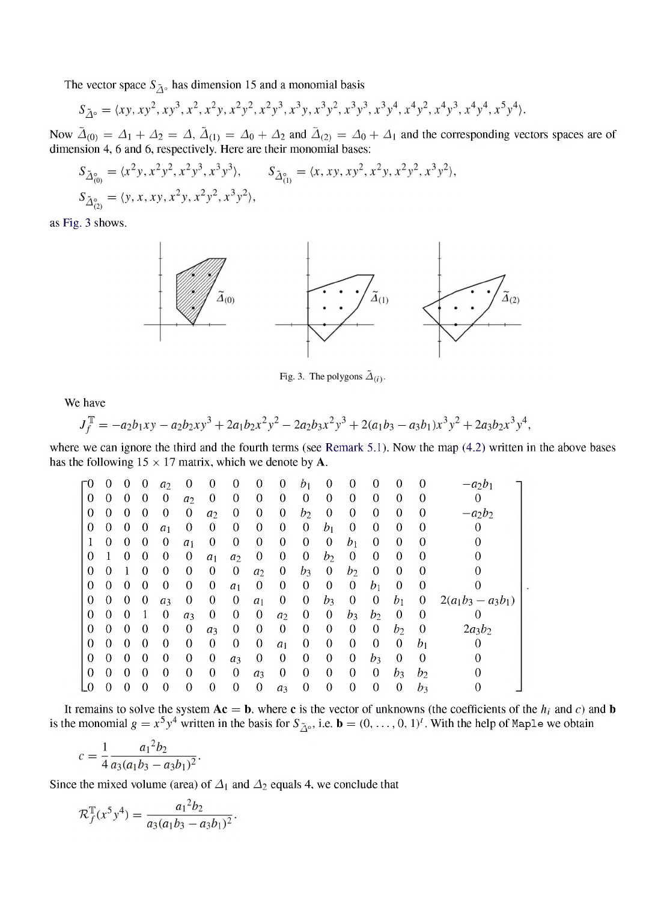The vector space $S_{\tilde{\Delta}^\circ}$ has dimension 15 and a monomial basis

$$S_{\tilde{\Delta}^\circ} = \langle xy, xy^2, xy^3, x^2, x^2y, x^2y^2, x^2y^3, x^3y, x^3y^2, x^3y^3, x^3y^4, x^4y^2, x^4y^3, x^4y^4, x^5y^4 \rangle.$$

Now $\tilde{\Delta}_{(0)} = \Delta_1 + \Delta_2 = \Delta$, $\tilde{\Delta}_{(1)} = \Delta_0 + \Delta_2$ and $\tilde{\Delta}_{(2)} = \Delta_0 + \Delta_1$ and the corresponding vectors spaces are of dimension 4, 6 and 6, respectively. Here are their monomial bases:

$$S_{\tilde{\Delta}^\circ_{(0)}} = \langle x^2y, x^2y^2, x^2y^3, x^3y^3 \rangle, \qquad S_{\tilde{\Delta}^\circ_{(1)}} = \langle x, xy, xy^2, x^2y, x^2y^2, x^3y^2 \rangle,$$

$$S_{\tilde{\Delta}^\circ_{(2)}} = \langle y, x, xy, x^2y, x^2y^2, x^3y^2 \rangle,$$

as Fig. 3 shows.

Fig. 3. The polygons $\tilde{\Delta}_{(i)}$.

We have

$$J_f^{\mathbb{T}} = -a_2b_1xy - a_2b_2xy^3 + 2a_1b_2x^2y^2 - 2a_2b_3x^2y^3 + 2(a_1b_3 - a_3b_1)x^3y^2 + 2a_3b_2x^3y^4,$$

where we can ignore the third and the fourth terms (see Remark 5.1). Now the map (4.2) written in the above bases has the following $15 \times 17$ matrix, which we denote by $\mathbf{A}$.

$$\left[\begin{array}{cccccccccccccccc|c}
0 & 0 & 0 & 0 & a_2 & 0 & 0 & 0 & 0 & 0 & b_1 & 0 & 0 & 0 & 0 & 0 & -a_2b_1 \\
0 & 0 & 0 & 0 & 0 & a_2 & 0 & 0 & 0 & 0 & 0 & 0 & 0 & 0 & 0 & 0 & 0 \\
0 & 0 & 0 & 0 & 0 & 0 & a_2 & 0 & 0 & 0 & b_2 & 0 & 0 & 0 & 0 & 0 & -a_2b_2 \\
0 & 0 & 0 & 0 & a_1 & 0 & 0 & 0 & 0 & 0 & 0 & b_1 & 0 & 0 & 0 & 0 & 0 \\
1 & 0 & 0 & 0 & 0 & a_1 & 0 & 0 & 0 & 0 & 0 & 0 & b_1 & 0 & 0 & 0 & 0 \\
0 & 1 & 0 & 0 & 0 & 0 & a_1 & a_2 & 0 & 0 & 0 & b_2 & 0 & 0 & 0 & 0 & 0 \\
0 & 0 & 1 & 0 & 0 & 0 & 0 & 0 & a_2 & 0 & b_3 & 0 & b_2 & 0 & 0 & 0 & 0 \\
0 & 0 & 0 & 0 & 0 & 0 & 0 & a_1 & 0 & 0 & 0 & 0 & 0 & b_1 & 0 & 0 & 0 \\
0 & 0 & 0 & 0 & a_3 & 0 & 0 & 0 & a_1 & 0 & 0 & b_3 & 0 & 0 & b_1 & 0 & 2(a_1b_3 - a_3b_1) \\
0 & 0 & 0 & 1 & 0 & a_3 & 0 & 0 & 0 & a_2 & 0 & 0 & b_3 & b_2 & 0 & 0 & 0 \\
0 & 0 & 0 & 0 & 0 & 0 & a_3 & 0 & 0 & 0 & 0 & 0 & 0 & 0 & b_2 & 0 & 2a_3b_2 \\
0 & 0 & 0 & 0 & 0 & 0 & 0 & 0 & 0 & a_1 & 0 & 0 & 0 & 0 & 0 & b_1 & 0 \\
0 & 0 & 0 & 0 & 0 & 0 & 0 & a_3 & 0 & 0 & 0 & 0 & 0 & b_3 & 0 & 0 & 0 \\
0 & 0 & 0 & 0 & 0 & 0 & 0 & 0 & a_3 & 0 & 0 & 0 & 0 & 0 & b_3 & b_2 & 0 \\
0 & 0 & 0 & 0 & 0 & 0 & 0 & 0 & 0 & a_3 & 0 & 0 & 0 & 0 & 0 & b_3 & 0
\end{array}\right].$$

It remains to solve the system $\mathbf{A}\mathbf{c} = \mathbf{b}$, where $\mathbf{c}$ is the vector of unknowns (the coefficients of the $h_i$ and $c$) and $\mathbf{b}$ is the monomial $g = x^5y^4$ written in the basis for $S_{\tilde{\Delta}^\circ}$, i.e. $\mathbf{b} = (0, \ldots, 0, 1)^t$. With the help of `Maple` we obtain

$$c = \frac{1}{4} \frac{{a_1}^2 b_2}{a_3(a_1b_3 - a_3b_1)^2}.$$

Since the mixed volume (area) of $\Delta_1$ and $\Delta_2$ equals 4, we conclude that

$$\mathcal{R}_f^{\mathbb{T}}(x^5y^4) = \frac{{a_1}^2 b_2}{a_3(a_1b_3 - a_3b_1)^2}.$$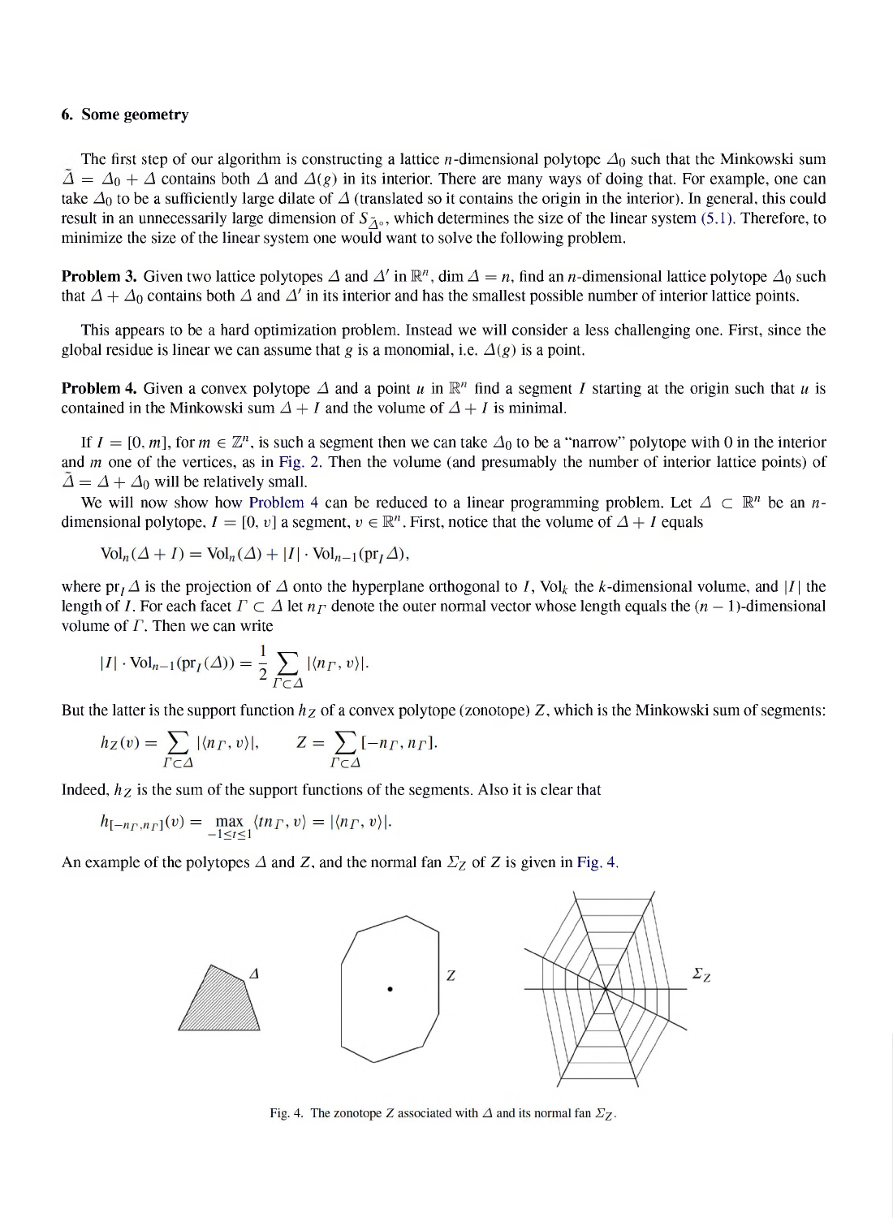## 6. Some geometry

The first step of our algorithm is constructing a lattice $n$-dimensional polytope $\Delta_0$ such that the Minkowski sum $\tilde{\Delta} = \Delta_0 + \Delta$ contains both $\Delta$ and $\Delta(g)$ in its interior. There are many ways of doing that. For example, one can take $\Delta_0$ to be a sufficiently large dilate of $\Delta$ (translated so it contains the origin in the interior). In general, this could result in an unnecessarily large dimension of $S_{\tilde{\Delta}^\circ}$, which determines the size of the linear system (5.1). Therefore, to minimize the size of the linear system one would want to solve the following problem.

**Problem 3.** Given two lattice polytopes $\Delta$ and $\Delta'$ in $\mathbb{R}^n$, $\dim \Delta = n$, find an $n$-dimensional lattice polytope $\Delta_0$ such that $\Delta + \Delta_0$ contains both $\Delta$ and $\Delta'$ in its interior and has the smallest possible number of interior lattice points.

This appears to be a hard optimization problem. Instead we will consider a less challenging one. First, since the global residue is linear we can assume that $g$ is a monomial, i.e. $\Delta(g)$ is a point.

**Problem 4.** Given a convex polytope $\Delta$ and a point $u$ in $\mathbb{R}^n$ find a segment $I$ starting at the origin such that $u$ is contained in the Minkowski sum $\Delta + I$ and the volume of $\Delta + I$ is minimal.

If $I = [0, m]$, for $m \in \mathbb{Z}^n$, is such a segment then we can take $\Delta_0$ to be a "narrow" polytope with 0 in the interior and $m$ one of the vertices, as in Fig. 2. Then the volume (and presumably the number of interior lattice points) of $\tilde{\Delta} = \Delta + \Delta_0$ will be relatively small.

We will now show how Problem 4 can be reduced to a linear programming problem. Let $\Delta \subset \mathbb{R}^n$ be an $n$-dimensional polytope, $I = [0, v]$ a segment, $v \in \mathbb{R}^n$. First, notice that the volume of $\Delta + I$ equals

$$\mathrm{Vol}_n(\Delta + I) = \mathrm{Vol}_n(\Delta) + |I| \cdot \mathrm{Vol}_{n-1}(\mathrm{pr}_I \Delta),$$

where $\mathrm{pr}_I \Delta$ is the projection of $\Delta$ onto the hyperplane orthogonal to $I$, $\mathrm{Vol}_k$ the $k$-dimensional volume, and $|I|$ the length of $I$. For each facet $\Gamma \subset \Delta$ let $n_\Gamma$ denote the outer normal vector whose length equals the $(n-1)$-dimensional volume of $\Gamma$. Then we can write

$$|I| \cdot \mathrm{Vol}_{n-1}(\mathrm{pr}_I(\Delta)) = \frac{1}{2} \sum_{\Gamma \subset \Delta} |\langle n_\Gamma, v\rangle|.$$

But the latter is the support function $h_Z$ of a convex polytope (zonotope) $Z$, which is the Minkowski sum of segments:

$$h_Z(v) = \sum_{\Gamma \subset \Delta} |\langle n_\Gamma, v\rangle|, \qquad Z = \sum_{\Gamma \subset \Delta} [-n_\Gamma, n_\Gamma].$$

Indeed, $h_Z$ is the sum of the support functions of the segments. Also it is clear that

$$h_{[-n_\Gamma, n_\Gamma]}(v) = \max_{-1 \le t \le 1} \langle t n_\Gamma, v\rangle = |\langle n_\Gamma, v\rangle|.$$

An example of the polytopes $\Delta$ and $Z$, and the normal fan $\Sigma_Z$ of $Z$ is given in Fig. 4.

Fig. 4. The zonotope $Z$ associated with $\Delta$ and its normal fan $\Sigma_Z$.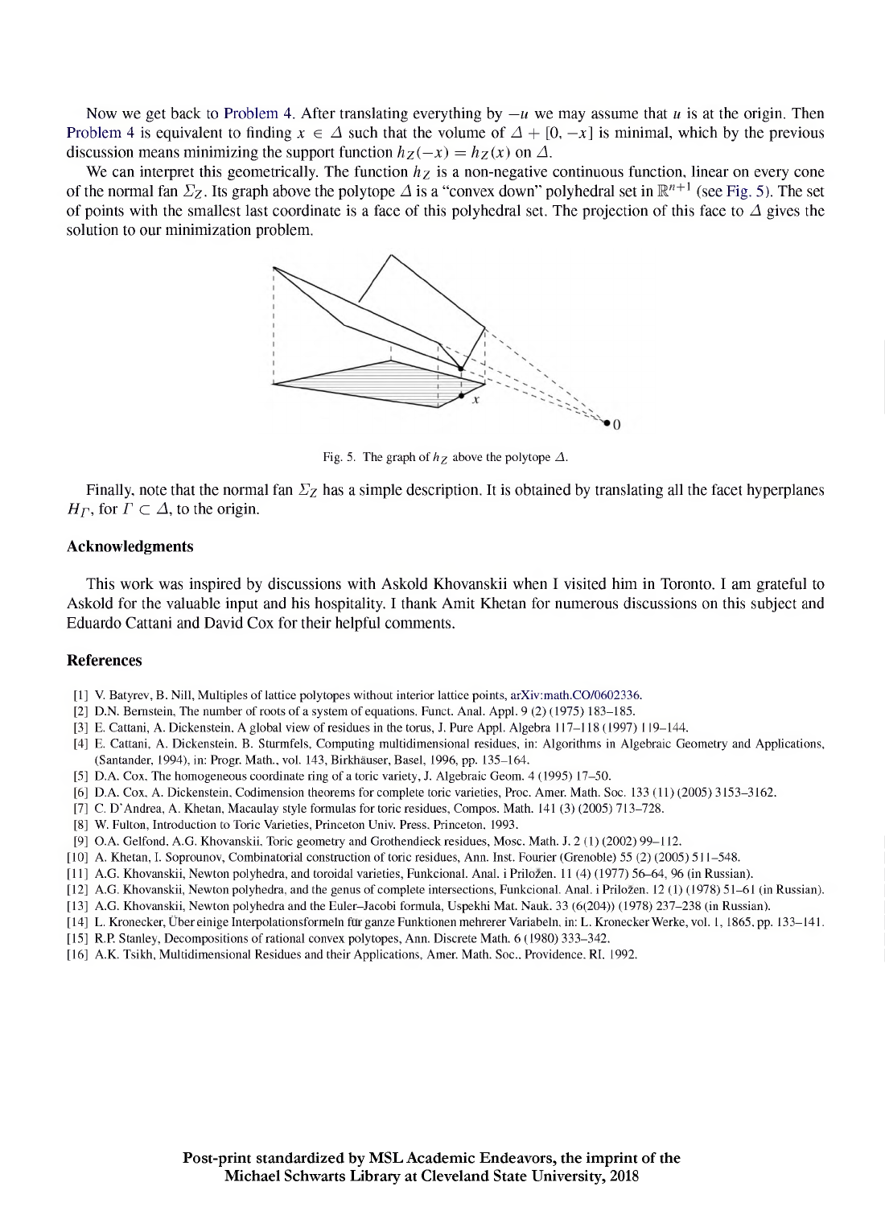Now we get back to Problem 4. After translating everything by $-u$ we may assume that $u$ is at the origin. Then Problem 4 is equivalent to finding $x \in \Delta$ such that the volume of $\Delta + [0, -x]$ is minimal, which by the previous discussion means minimizing the support function $h_Z(-x) = h_Z(x)$ on $\Delta$.

We can interpret this geometrically. The function $h_Z$ is a non-negative continuous function, linear on every cone of the normal fan $\Sigma_Z$. Its graph above the polytope $\Delta$ is a "convex down" polyhedral set in $\mathbb{R}^{n+1}$ (see Fig. 5). The set of points with the smallest last coordinate is a face of this polyhedral set. The projection of this face to $\Delta$ gives the solution to our minimization problem.

x

0

Fig. 5. The graph of $h_Z$ above the polytope $\Delta$.

Finally, note that the normal fan $\Sigma_Z$ has a simple description. It is obtained by translating all the facet hyperplanes $H_\Gamma$, for $\Gamma \subset \Delta$, to the origin.

## Acknowledgments

This work was inspired by discussions with Askold Khovanskii when I visited him in Toronto. I am grateful to Askold for the valuable input and his hospitality. I thank Amit Khetan for numerous discussions on this subject and Eduardo Cattani and David Cox for their helpful comments.

## References

[1] V. Batyrev, B. Nill, Multiples of lattice polytopes without interior lattice points, arXiv:math.CO/0602336.

[2] D.N. Bernstein, The number of roots of a system of equations, Funct. Anal. Appl. 9 (2) (1975) 183–185.

[3] E. Cattani, A. Dickenstein, A global view of residues in the torus, J. Pure Appl. Algebra 117–118 (1997) 119–144.

[4] E. Cattani, A. Dickenstein, B. Sturmfels, Computing multidimensional residues, in: Algorithms in Algebraic Geometry and Applications, (Santander, 1994), in: Progr. Math., vol. 143, Birkhäuser, Basel, 1996, pp. 135–164.

[5] D.A. Cox, The homogeneous coordinate ring of a toric variety, J. Algebraic Geom. 4 (1995) 17–50.

[6] D.A. Cox, A. Dickenstein, Codimension theorems for complete toric varieties, Proc. Amer. Math. Soc. 133 (11) (2005) 3153–3162.

[7] C. D'Andrea, A. Khetan, Macaulay style formulas for toric residues, Compos. Math. 141 (3) (2005) 713–728.

[8] W. Fulton, Introduction to Toric Varieties, Princeton Univ. Press, Princeton, 1993.

[9] O.A. Gelfond, A.G. Khovanskii, Toric geometry and Grothendieck residues, Mosc. Math. J. 2 (1) (2002) 99–112.

[10] A. Khetan, I. Soprounov, Combinatorial construction of toric residues, Ann. Inst. Fourier (Grenoble) 55 (2) (2005) 511–548.

[11] A.G. Khovanskii, Newton polyhedra, and toroidal varieties, Funkcional. Anal. i Priložen. 11 (4) (1977) 56–64, 96 (in Russian).

[12] A.G. Khovanskii, Newton polyhedra, and the genus of complete intersections, Funkcional. Anal. i Priložen. 12 (1) (1978) 51–61 (in Russian).

[13] A.G. Khovanskii, Newton polyhedra and the Euler–Jacobi formula, Uspekhi Mat. Nauk. 33 (6(204)) (1978) 237–238 (in Russian).

[14] L. Kronecker, Über einige Interpolationsformeln für ganze Funktionen mehrerer Variabeln, in: L. Kronecker Werke, vol. 1, 1865, pp. 133–141.

[15] R.P. Stanley, Decompositions of rational convex polytopes, Ann. Discrete Math. 6 (1980) 333–342.

[16] A.K. Tsikh, Multidimensional Residues and their Applications, Amer. Math. Soc., Providence, RI, 1992.

**Post-print standardized by MSL Academic Endeavors, the imprint of the Michael Schwarts Library at Cleveland State University, 2018**